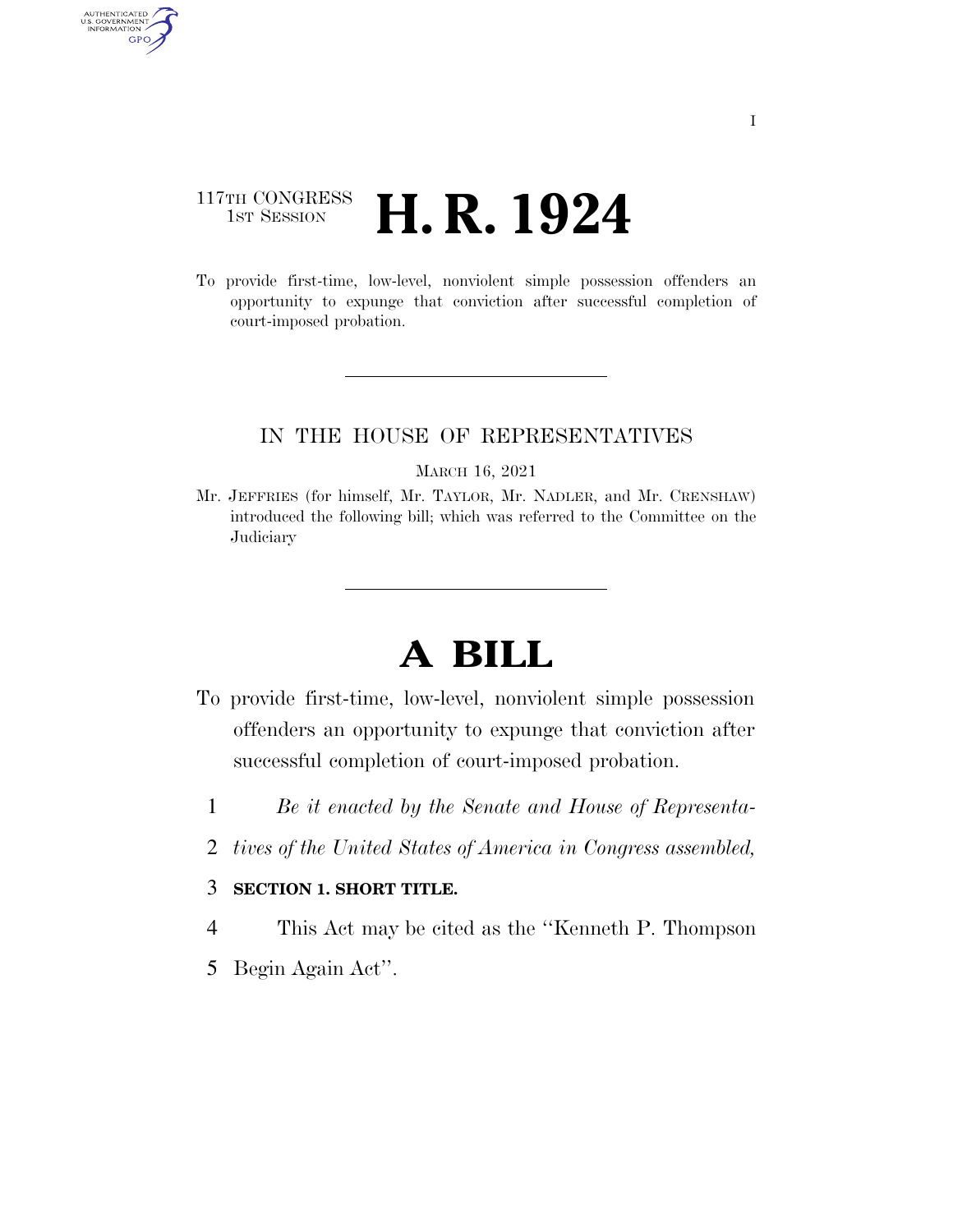117TH CONGRESS
1ST SESSION

# H. R. 1924

To provide first-time, low-level, nonviolent simple possession offenders an opportunity to expunge that conviction after successful completion of court-imposed probation.

IN THE HOUSE OF REPRESENTATIVES

MARCH 16, 2021

Mr. JEFFRIES (for himself, Mr. TAYLOR, Mr. NADLER, and Mr. CRENSHAW) introduced the following bill; which was referred to the Committee on the Judiciary

# A BILL

To provide first-time, low-level, nonviolent simple possession offenders an opportunity to expunge that conviction after successful completion of court-imposed probation.

1 *Be it enacted by the Senate and House of Representa-*
2 *tives of the United States of America in Congress assembled,*

3 **SECTION 1. SHORT TITLE.**

4 This Act may be cited as the "Kenneth P. Thompson
5 Begin Again Act".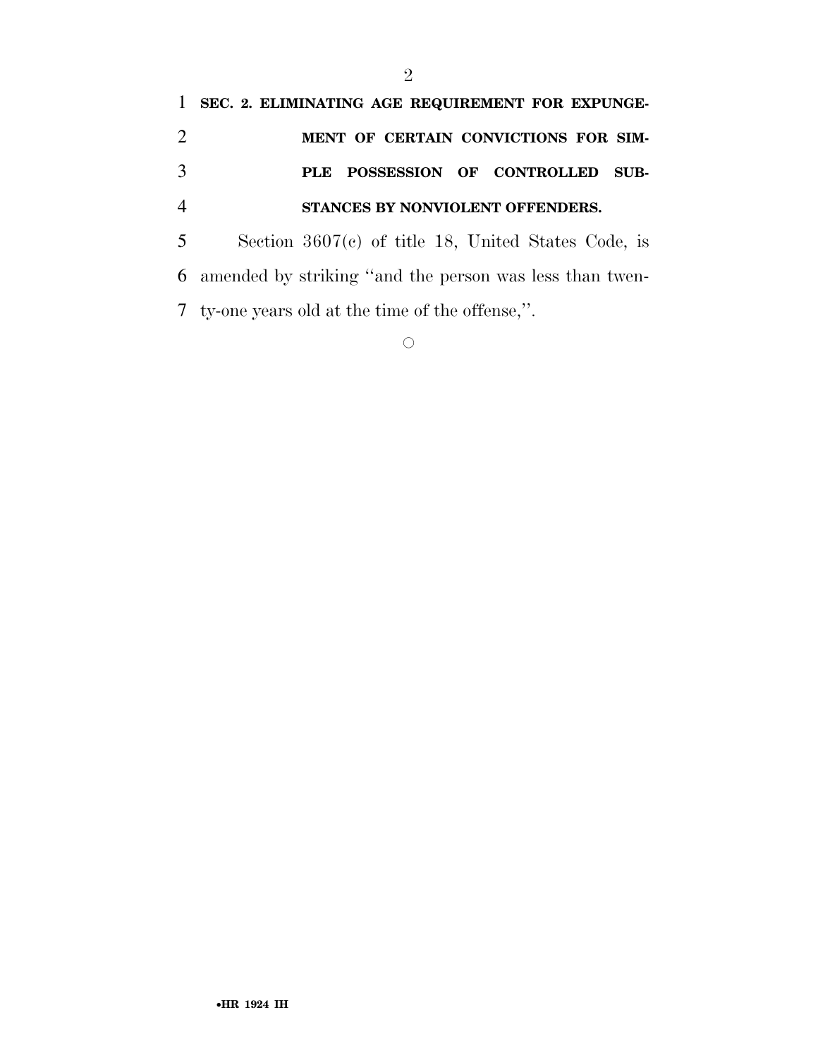**SEC. 2. ELIMINATING AGE REQUIREMENT FOR EXPUNGEMENT OF CERTAIN CONVICTIONS FOR SIMPLE POSSESSION OF CONTROLLED SUBSTANCES BY NONVIOLENT OFFENDERS.**

Section 3607(c) of title 18, United States Code, is amended by striking "and the person was less than twenty-one years old at the time of the offense,".

○